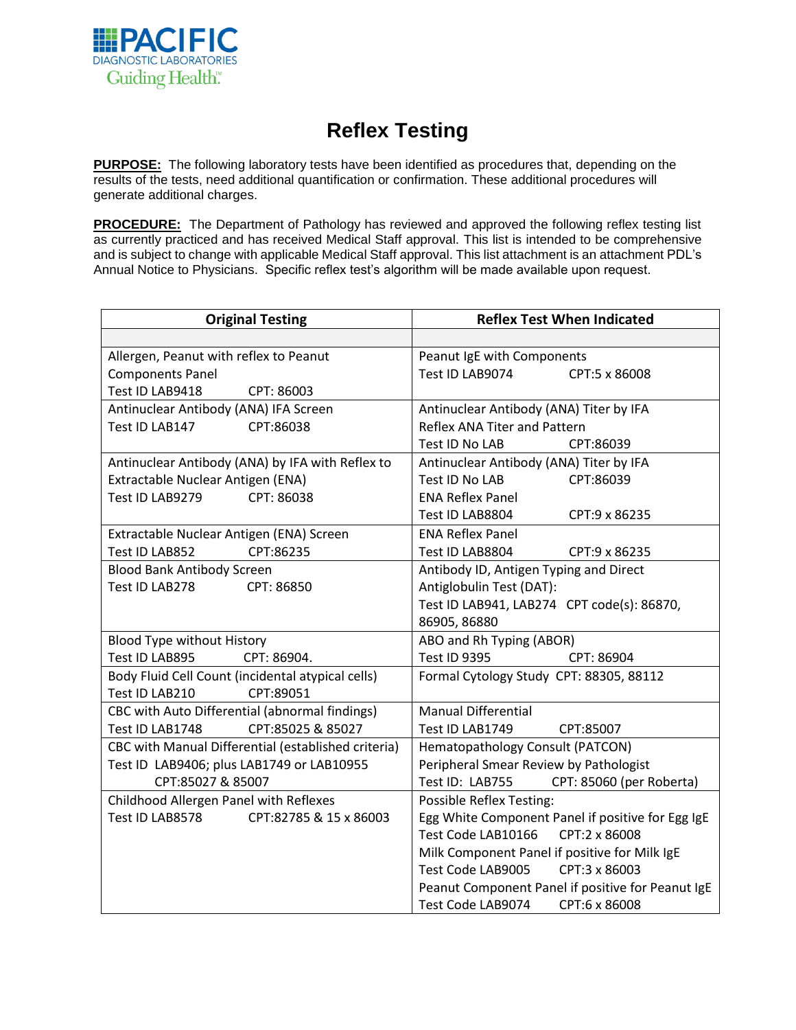PACIFIC
DIAGNOSTIC LABORATORIES
Guiding Health™

# Reflex Testing

**PURPOSE:** The following laboratory tests have been identified as procedures that, depending on the results of the tests, need additional quantification or confirmation. These additional procedures will generate additional charges.

**PROCEDURE:** The Department of Pathology has reviewed and approved the following reflex testing list as currently practiced and has received Medical Staff approval. This list is intended to be comprehensive and is subject to change with applicable Medical Staff approval. This list attachment is an attachment PDL's Annual Notice to Physicians. Specific reflex test's algorithm will be made available upon request.

| Original Testing | Reflex Test When Indicated |
|---|---|
| | |
| Allergen, Peanut with reflex to Peanut Components Panel<br>Test ID LAB9418 CPT: 86003 | Peanut IgE with Components<br>Test ID LAB9074 CPT:5 x 86008 |
| Antinuclear Antibody (ANA) IFA Screen<br>Test ID LAB147 CPT:86038 | Antinuclear Antibody (ANA) Titer by IFA Reflex ANA Titer and Pattern<br>Test ID No LAB CPT:86039 |
| Antinuclear Antibody (ANA) by IFA with Reflex to Extractable Nuclear Antigen (ENA)<br>Test ID LAB9279 CPT: 86038 | Antinuclear Antibody (ANA) Titer by IFA<br>Test ID No LAB CPT:86039<br>ENA Reflex Panel<br>Test ID LAB8804 CPT:9 x 86235 |
| Extractable Nuclear Antigen (ENA) Screen<br>Test ID LAB852 CPT:86235 | ENA Reflex Panel<br>Test ID LAB8804 CPT:9 x 86235 |
| Blood Bank Antibody Screen<br>Test ID LAB278 CPT: 86850 | Antibody ID, Antigen Typing and Direct Antiglobulin Test (DAT):<br>Test ID LAB941, LAB274 CPT code(s): 86870, 86905, 86880 |
| Blood Type without History<br>Test ID LAB895 CPT: 86904. | ABO and Rh Typing (ABOR)<br>Test ID 9395 CPT: 86904 |
| Body Fluid Cell Count (incidental atypical cells)<br>Test ID LAB210 CPT:89051 | Formal Cytology Study CPT: 88305, 88112 |
| CBC with Auto Differential (abnormal findings)<br>Test ID LAB1748 CPT:85025 & 85027 | Manual Differential<br>Test ID LAB1749 CPT:85007 |
| CBC with Manual Differential (established criteria)<br>Test ID LAB9406; plus LAB1749 or LAB10955<br>CPT:85027 & 85007 | Hematopathology Consult (PATCON)<br>Peripheral Smear Review by Pathologist<br>Test ID: LAB755 CPT: 85060 (per Roberta) |
| Childhood Allergen Panel with Reflexes<br>Test ID LAB8578 CPT:82785 & 15 x 86003 | Possible Reflex Testing:<br>Egg White Component Panel if positive for Egg IgE<br>Test Code LAB10166 CPT:2 x 86008<br>Milk Component Panel if positive for Milk IgE<br>Test Code LAB9005 CPT:3 x 86003<br>Peanut Component Panel if positive for Peanut IgE<br>Test Code LAB9074 CPT:6 x 86008 |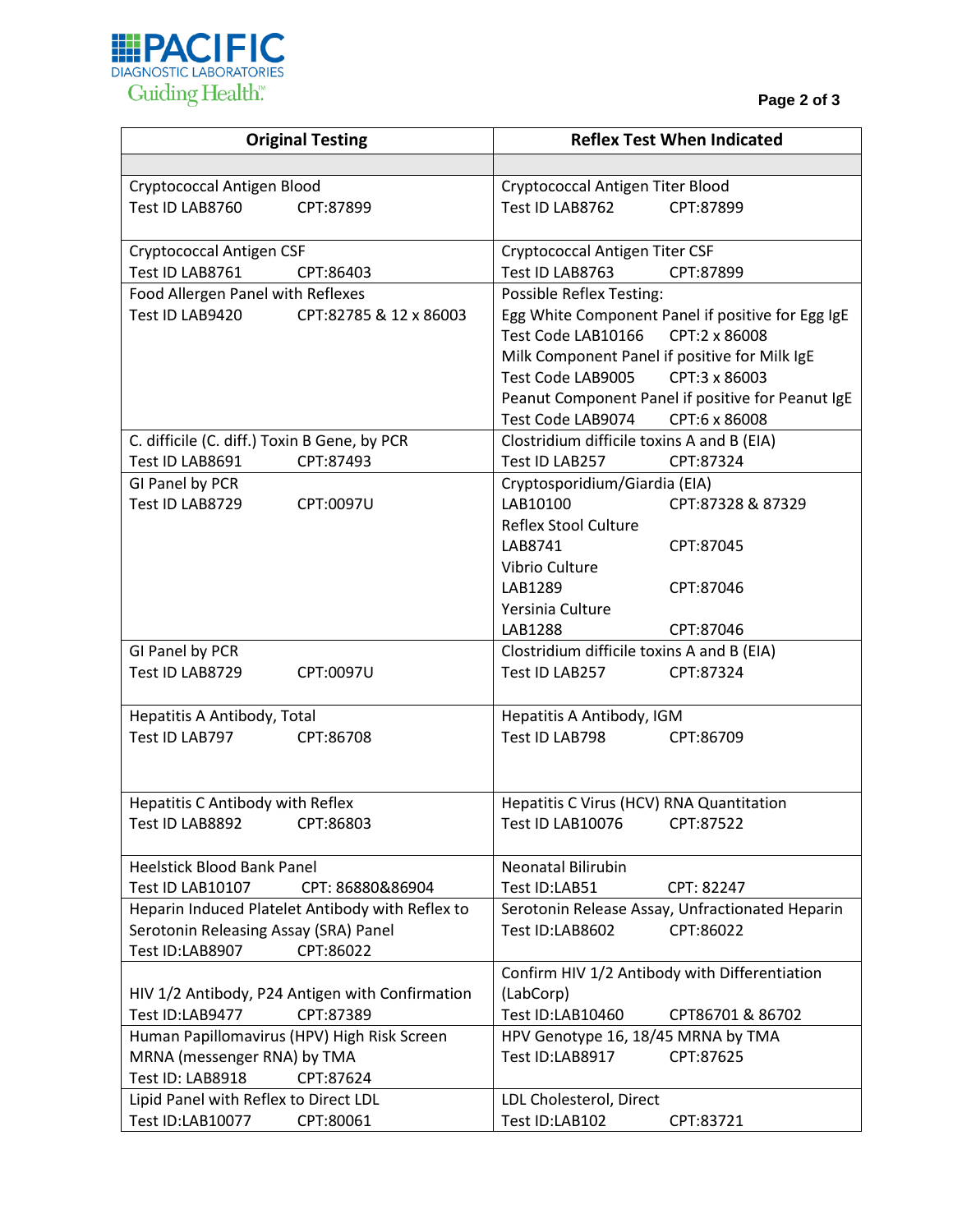| Original Testing | Reflex Test When Indicated |
|---|---|
| | |
| Cryptococcal Antigen Blood<br>Test ID LAB8760 CPT:87899 | Cryptococcal Antigen Titer Blood<br>Test ID LAB8762 CPT:87899 |
| Cryptococcal Antigen CSF<br>Test ID LAB8761 CPT:86403 | Cryptococcal Antigen Titer CSF<br>Test ID LAB8763 CPT:87899 |
| Food Allergen Panel with Reflexes<br>Test ID LAB9420 CPT:82785 & 12 x 86003 | Possible Reflex Testing:<br>Egg White Component Panel if positive for Egg IgE<br>Test Code LAB10166 CPT:2 x 86008<br>Milk Component Panel if positive for Milk IgE<br>Test Code LAB9005 CPT:3 x 86003<br>Peanut Component Panel if positive for Peanut IgE<br>Test Code LAB9074 CPT:6 x 86008 |
| C. difficile (C. diff.) Toxin B Gene, by PCR<br>Test ID LAB8691 CPT:87493 | Clostridium difficile toxins A and B (EIA)<br>Test ID LAB257 CPT:87324 |
| GI Panel by PCR<br>Test ID LAB8729 CPT:0097U | Cryptosporidium/Giardia (EIA)<br>LAB10100 CPT:87328 & 87329<br>Reflex Stool Culture<br>LAB8741 CPT:87045<br>Vibrio Culture<br>LAB1289 CPT:87046<br>Yersinia Culture<br>LAB1288 CPT:87046 |
| GI Panel by PCR<br>Test ID LAB8729 CPT:0097U | Clostridium difficile toxins A and B (EIA)<br>Test ID LAB257 CPT:87324 |
| Hepatitis A Antibody, Total<br>Test ID LAB797 CPT:86708 | Hepatitis A Antibody, IGM<br>Test ID LAB798 CPT:86709 |
| Hepatitis C Antibody with Reflex<br>Test ID LAB8892 CPT:86803 | Hepatitis C Virus (HCV) RNA Quantitation<br>Test ID LAB10076 CPT:87522 |
| Heelstick Blood Bank Panel<br>Test ID LAB10107 CPT: 86880&86904 | Neonatal Bilirubin<br>Test ID:LAB51 CPT: 82247 |
| Heparin Induced Platelet Antibody with Reflex to Serotonin Releasing Assay (SRA) Panel<br>Test ID:LAB8907 CPT:86022 | Serotonin Release Assay, Unfractionated Heparin<br>Test ID:LAB8602 CPT:86022 |
| HIV 1/2 Antibody, P24 Antigen with Confirmation<br>Test ID:LAB9477 CPT:87389 | Confirm HIV 1/2 Antibody with Differentiation (LabCorp)<br>Test ID:LAB10460 CPT86701 & 86702 |
| Human Papillomavirus (HPV) High Risk Screen MRNA (messenger RNA) by TMA<br>Test ID: LAB8918 CPT:87624 | HPV Genotype 16, 18/45 MRNA by TMA<br>Test ID:LAB8917 CPT:87625 |
| Lipid Panel with Reflex to Direct LDL<br>Test ID:LAB10077 CPT:80061 | LDL Cholesterol, Direct<br>Test ID:LAB102 CPT:83721 |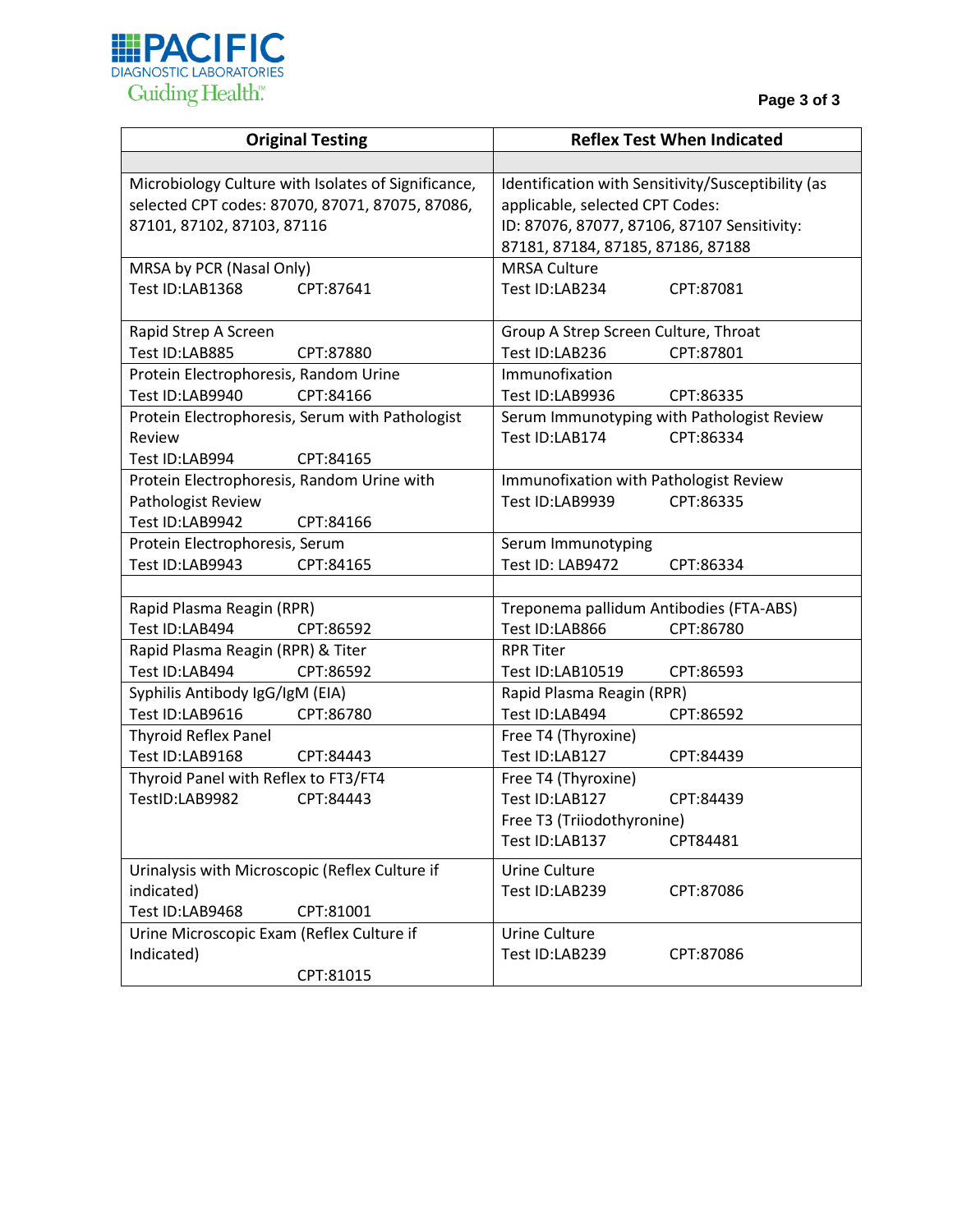| Original Testing | Reflex Test When Indicated |
| --- | --- |
| | |
| Microbiology Culture with Isolates of Significance, selected CPT codes: 87070, 87071, 87075, 87086, 87101, 87102, 87103, 87116 | Identification with Sensitivity/Susceptibility (as applicable, selected CPT Codes:<br>ID: 87076, 87077, 87106, 87107 Sensitivity: 87181, 87184, 87185, 87186, 87188 |
| MRSA by PCR (Nasal Only)<br>Test ID:LAB1368 CPT:87641 | MRSA Culture<br>Test ID:LAB234 CPT:87081 |
| Rapid Strep A Screen<br>Test ID:LAB885 CPT:87880 | Group A Strep Screen Culture, Throat<br>Test ID:LAB236 CPT:87801 |
| Protein Electrophoresis, Random Urine<br>Test ID:LAB9940 CPT:84166 | Immunofixation<br>Test ID:LAB9936 CPT:86335 |
| Protein Electrophoresis, Serum with Pathologist Review<br>Test ID:LAB994 CPT:84165 | Serum Immunotyping with Pathologist Review<br>Test ID:LAB174 CPT:86334 |
| Protein Electrophoresis, Random Urine with Pathologist Review<br>Test ID:LAB9942 CPT:84166 | Immunofixation with Pathologist Review<br>Test ID:LAB9939 CPT:86335 |
| Protein Electrophoresis, Serum<br>Test ID:LAB9943 CPT:84165 | Serum Immunotyping<br>Test ID: LAB9472 CPT:86334 |
| | |
| Rapid Plasma Reagin (RPR)<br>Test ID:LAB494 CPT:86592 | Treponema pallidum Antibodies (FTA-ABS)<br>Test ID:LAB866 CPT:86780 |
| Rapid Plasma Reagin (RPR) & Titer<br>Test ID:LAB494 CPT:86592 | RPR Titer<br>Test ID:LAB10519 CPT:86593 |
| Syphilis Antibody IgG/IgM (EIA)<br>Test ID:LAB9616 CPT:86780 | Rapid Plasma Reagin (RPR)<br>Test ID:LAB494 CPT:86592 |
| Thyroid Reflex Panel<br>Test ID:LAB9168 CPT:84443 | Free T4 (Thyroxine)<br>Test ID:LAB127 CPT:84439 |
| Thyroid Panel with Reflex to FT3/FT4<br>TestID:LAB9982 CPT:84443 | Free T4 (Thyroxine)<br>Test ID:LAB127 CPT:84439<br>Free T3 (Triiodothyronine)<br>Test ID:LAB137 CPT84481 |
| Urinalysis with Microscopic (Reflex Culture if indicated)<br>Test ID:LAB9468 CPT:81001 | Urine Culture<br>Test ID:LAB239 CPT:87086 |
| Urine Microscopic Exam (Reflex Culture if Indicated)<br>CPT:81015 | Urine Culture<br>Test ID:LAB239 CPT:87086 |